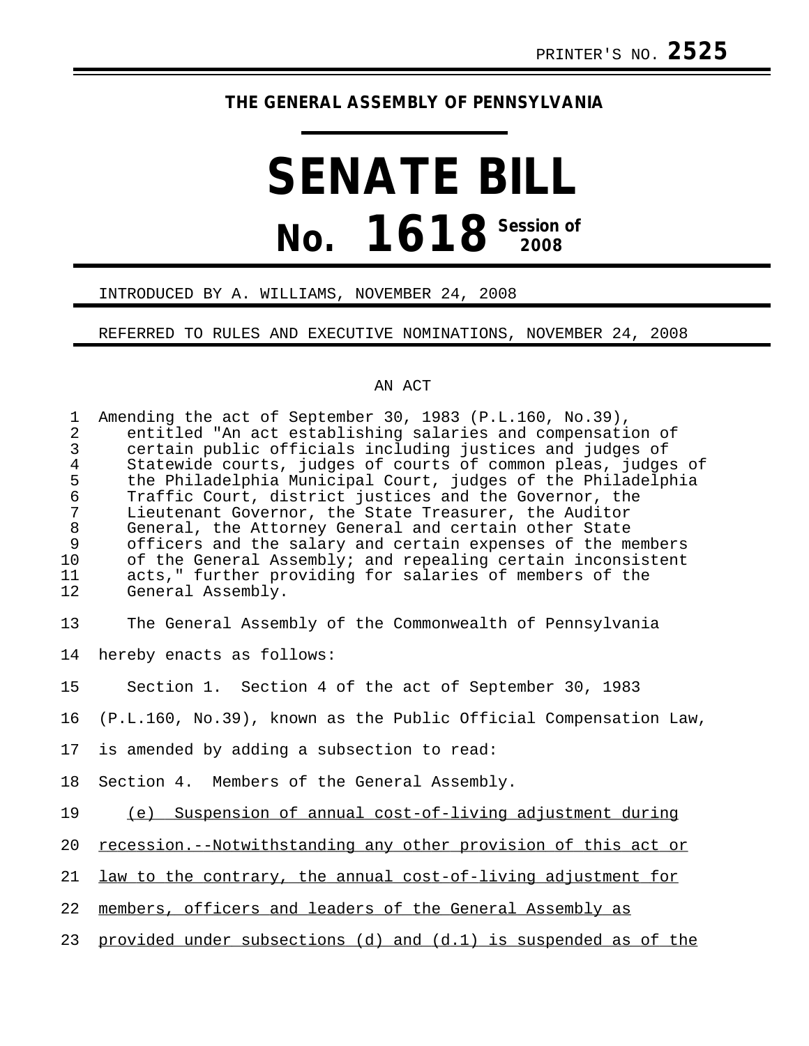PRINTER'S NO. **2525**

**THE GENERAL ASSEMBLY OF PENNSYLVANIA**

# SENATE BILL

# No. 1618 Session of 2008

INTRODUCED BY A. WILLIAMS, NOVEMBER 24, 2008

REFERRED TO RULES AND EXECUTIVE NOMINATIONS, NOVEMBER 24, 2008

AN ACT

Amending the act of September 30, 1983 (P.L.160, No.39), entitled "An act establishing salaries and compensation of certain public officials including justices and judges of Statewide courts, judges of courts of common pleas, judges of the Philadelphia Municipal Court, judges of the Philadelphia Traffic Court, district justices and the Governor, the Lieutenant Governor, the State Treasurer, the Auditor General, the Attorney General and certain other State officers and the salary and certain expenses of the members of the General Assembly; and repealing certain inconsistent acts," further providing for salaries of members of the General Assembly.

The General Assembly of the Commonwealth of Pennsylvania hereby enacts as follows:

Section 1. Section 4 of the act of September 30, 1983 (P.L.160, No.39), known as the Public Official Compensation Law, is amended by adding a subsection to read:

Section 4. Members of the General Assembly.

<u>(e) Suspension of annual cost-of-living adjustment during recession.--Notwithstanding any other provision of this act or law to the contrary, the annual cost-of-living adjustment for members, officers and leaders of the General Assembly as provided under subsections (d) and (d.1) is suspended as of the</u>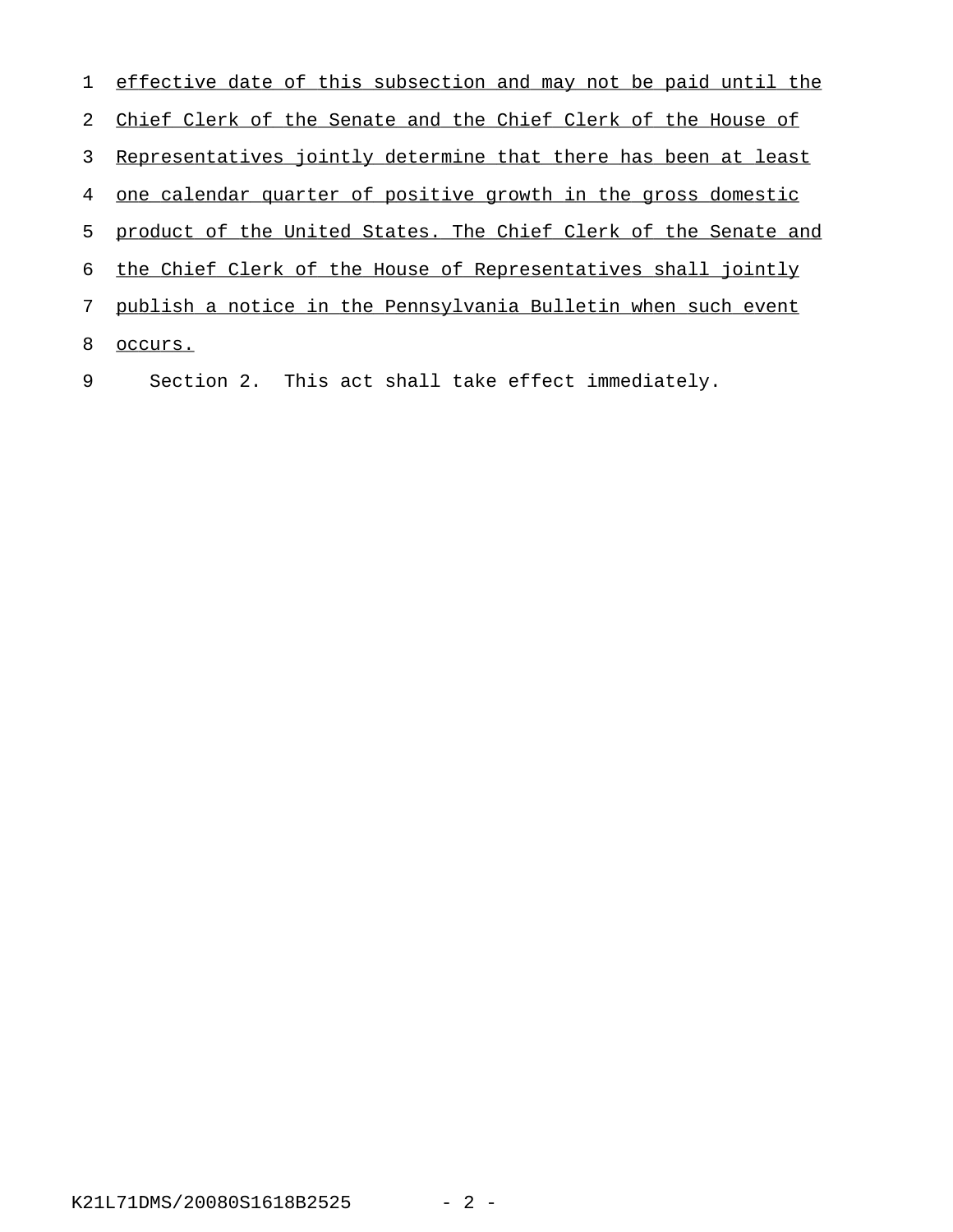effective date of this subsection and may not be paid until the Chief Clerk of the Senate and the Chief Clerk of the House of Representatives jointly determine that there has been at least one calendar quarter of positive growth in the gross domestic product of the United States. The Chief Clerk of the Senate and the Chief Clerk of the House of Representatives shall jointly publish a notice in the Pennsylvania Bulletin when such event occurs.

Section 2. This act shall take effect immediately.